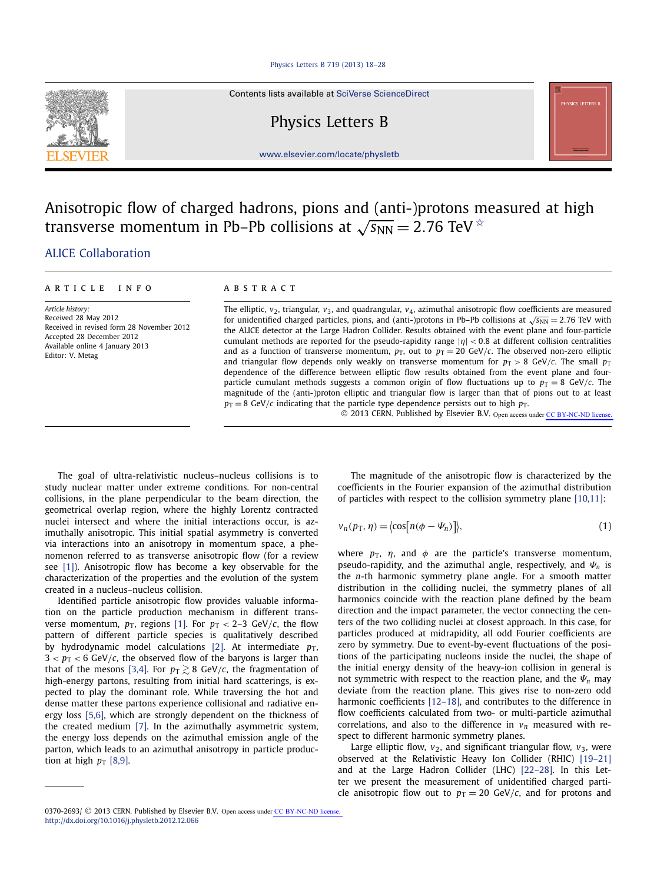# Anisotropic flow of charged hadrons, pions and (anti-)protons measured at high transverse momentum in Pb–Pb collisions at $\sqrt{s_{NN}} = 2.76$ TeV ☆

ALICE Collaboration

## ARTICLE INFO

*Article history:*
Received 28 May 2012
Received in revised form 28 November 2012
Accepted 28 December 2012
Available online 4 January 2013
Editor: V. Metag

## ABSTRACT

The elliptic, $v_2$, triangular, $v_3$, and quadrangular, $v_4$, azimuthal anisotropic flow coefficients are measured for unidentified charged particles, pions, and (anti-)protons in Pb–Pb collisions at $\sqrt{s_{NN}} = 2.76$ TeV with the ALICE detector at the Large Hadron Collider. Results obtained with the event plane and four-particle cumulant methods are reported for the pseudo-rapidity range $|\eta| < 0.8$ at different collision centralities and as a function of transverse momentum, $p_T$, out to $p_T = 20$ GeV/$c$. The observed non-zero elliptic and triangular flow depends only weakly on transverse momentum for $p_T > 8$ GeV/$c$. The small $p_T$ dependence of the difference between elliptic flow results obtained from the event plane and four-particle cumulant methods suggests a common origin of flow fluctuations up to $p_T = 8$ GeV/$c$. The magnitude of the (anti-)proton elliptic and triangular flow is larger than that of pions out to at least $p_T = 8$ GeV/$c$ indicating that the particle type dependence persists out to high $p_T$.

© 2013 CERN. Published by Elsevier B.V. Open access under CC BY-NC-ND license.

The goal of ultra-relativistic nucleus–nucleus collisions is to study nuclear matter under extreme conditions. For non-central collisions, in the plane perpendicular to the beam direction, the geometrical overlap region, where the highly Lorentz contracted nuclei intersect and where the initial interactions occur, is azimuthally anisotropic. This initial spatial asymmetry is converted via interactions into an anisotropy in momentum space, a phenomenon referred to as transverse anisotropic flow (for a review see [1]). Anisotropic flow has become a key observable for the characterization of the properties and the evolution of the system created in a nucleus–nucleus collision.

Identified particle anisotropic flow provides valuable information on the particle production mechanism in different transverse momentum, $p_T$, regions [1]. For $p_T < 2$–$3$ GeV/$c$, the flow pattern of different particle species is qualitatively described by hydrodynamic model calculations [2]. At intermediate $p_T$, $3 < p_T < 6$ GeV/$c$, the observed flow of the baryons is larger than that of the mesons [3,4]. For $p_T \gtrsim 8$ GeV/$c$, the fragmentation of high-energy partons, resulting from initial hard scatterings, is expected to play the dominant role. While traversing the hot and dense matter these partons experience collisional and radiative energy loss [5,6], which are strongly dependent on the thickness of the created medium [7]. In the azimuthally asymmetric system, the energy loss depends on the azimuthal emission angle of the parton, which leads to an azimuthal anisotropy in particle production at high $p_T$ [8,9].

The magnitude of the anisotropic flow is characterized by the coefficients in the Fourier expansion of the azimuthal distribution of particles with respect to the collision symmetry plane [10,11]:

$$v_n(p_T, \eta) = \langle \cos[n(\phi - \Psi_n)] \rangle, \tag{1}$$

where $p_T$, $\eta$, and $\phi$ are the particle's transverse momentum, pseudo-rapidity, and the azimuthal angle, respectively, and $\Psi_n$ is the $n$-th harmonic symmetry plane angle. For a smooth matter distribution in the colliding nuclei, the symmetry planes of all harmonics coincide with the reaction plane defined by the beam direction and the impact parameter, the vector connecting the centers of the two colliding nuclei at closest approach. In this case, for particles produced at midrapidity, all odd Fourier coefficients are zero by symmetry. Due to event-by-event fluctuations of the positions of the participating nucleons inside the nuclei, the shape of the initial energy density of the heavy-ion collision in general is not symmetric with respect to the reaction plane, and the $\Psi_n$ may deviate from the reaction plane. This gives rise to non-zero odd harmonic coefficients [12–18], and contributes to the difference in flow coefficients calculated from two- or multi-particle azimuthal correlations, and also to the difference in $v_n$ measured with respect to different harmonic symmetry planes.

Large elliptic flow, $v_2$, and significant triangular flow, $v_3$, were observed at the Relativistic Heavy Ion Collider (RHIC) [19–21] and at the Large Hadron Collider (LHC) [22–28]. In this Letter we present the measurement of unidentified charged particle anisotropic flow out to $p_T = 20$ GeV/$c$, and for protons and

0370-2693/ © 2013 CERN. Published by Elsevier B.V. Open access under CC BY-NC-ND license.
http://dx.doi.org/10.1016/j.physletb.2012.12.066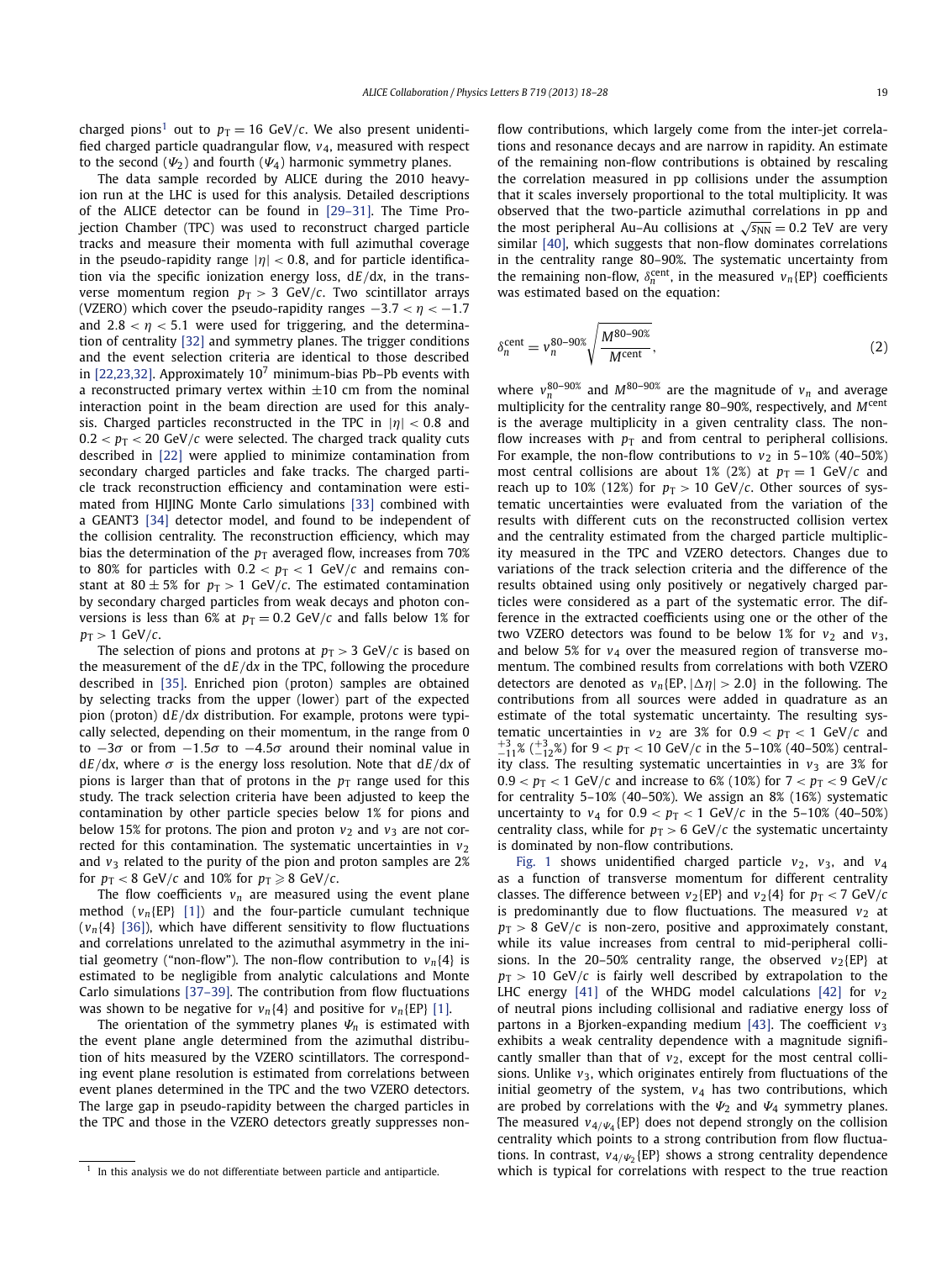charged pions[1] out to $p_T = 16$ GeV/$c$. We also present unidentified charged particle quadrangular flow, $v_4$, measured with respect to the second ($\Psi_2$) and fourth ($\Psi_4$) harmonic symmetry planes.

The data sample recorded by ALICE during the 2010 heavy-ion run at the LHC is used for this analysis. Detailed descriptions of the ALICE detector can be found in [29–31]. The Time Projection Chamber (TPC) was used to reconstruct charged particle tracks and measure their momenta with full azimuthal coverage in the pseudo-rapidity range $|\eta| < 0.8$, and for particle identification via the specific ionization energy loss, $\mathrm{d}E/\mathrm{d}x$, in the transverse momentum region $p_T > 3$ GeV/$c$. Two scintillator arrays (VZERO) which cover the pseudo-rapidity ranges $-3.7 < \eta < -1.7$ and $2.8 < \eta < 5.1$ were used for triggering, and the determination of centrality [32] and symmetry planes. The trigger conditions and the event selection criteria are identical to those described in [22,23,32]. Approximately $10^7$ minimum-bias Pb–Pb events with a reconstructed primary vertex within $\pm 10$ cm from the nominal interaction point in the beam direction are used for this analysis. Charged particles reconstructed in the TPC in $|\eta| < 0.8$ and $0.2 < p_T < 20$ GeV/$c$ were selected. The charged track quality cuts described in [22] were applied to minimize contamination from secondary charged particles and fake tracks. The charged particle track reconstruction efficiency and contamination were estimated from HIJING Monte Carlo simulations [33] combined with a GEANT3 [34] detector model, and found to be independent of the collision centrality. The reconstruction efficiency, which may bias the determination of the $p_T$ averaged flow, increases from 70% to 80% for particles with $0.2 < p_T < 1$ GeV/$c$ and remains constant at $80 \pm 5\%$ for $p_T > 1$ GeV/$c$. The estimated contamination by secondary charged particles from weak decays and photon conversions is less than 6% at $p_T = 0.2$ GeV/$c$ and falls below 1% for $p_T > 1$ GeV/$c$.

The selection of pions and protons at $p_T > 3$ GeV/$c$ is based on the measurement of the $\mathrm{d}E/\mathrm{d}x$ in the TPC, following the procedure described in [35]. Enriched pion (proton) samples are obtained by selecting tracks from the upper (lower) part of the expected pion (proton) $\mathrm{d}E/\mathrm{d}x$ distribution. For example, protons were typically selected, depending on their momentum, in the range from 0 to $-3\sigma$ or from $-1.5\sigma$ to $-4.5\sigma$ around their nominal value in $\mathrm{d}E/\mathrm{d}x$, where $\sigma$ is the energy loss resolution. Note that $\mathrm{d}E/\mathrm{d}x$ of pions is larger than that of protons in the $p_T$ range used for this study. The track selection criteria have been adjusted to keep the contamination by other particle species below 1% for pions and below 15% for protons. The pion and proton $v_2$ and $v_3$ are not corrected for this contamination. The systematic uncertainties in $v_2$ and $v_3$ related to the purity of the pion and proton samples are 2% for $p_T < 8$ GeV/$c$ and 10% for $p_T \geqslant 8$ GeV/$c$.

The flow coefficients $v_n$ are measured using the event plane method ($v_n\{\mathrm{EP}\}$ [1]) and the four-particle cumulant technique ($v_n\{4\}$ [36]), which have different sensitivity to flow fluctuations and correlations unrelated to the azimuthal asymmetry in the initial geometry ("non-flow"). The non-flow contribution to $v_n\{4\}$ is estimated to be negligible from analytic calculations and Monte Carlo simulations [37–39]. The contribution from flow fluctuations was shown to be negative for $v_n\{4\}$ and positive for $v_n\{\mathrm{EP}\}$ [1].

The orientation of the symmetry planes $\Psi_n$ is estimated with the event plane angle determined from the azimuthal distribution of hits measured by the VZERO scintillators. The corresponding event plane resolution is estimated from correlations between event planes determined in the TPC and the two VZERO detectors. The large gap in pseudo-rapidity between the charged particles in the TPC and those in the VZERO detectors greatly suppresses non-flow contributions, which largely come from the inter-jet correlations and resonance decays and are narrow in rapidity. An estimate of the remaining non-flow contributions is obtained by rescaling the correlation measured in pp collisions under the assumption that it scales inversely proportional to the total multiplicity. It was observed that the two-particle azimuthal correlations in pp and the most peripheral Au–Au collisions at $\sqrt{s_{NN}} = 0.2$ TeV are very similar [40], which suggests that non-flow dominates correlations in the centrality range 80–90%. The systematic uncertainty from the remaining non-flow, $\delta_n^{\mathrm{cent}}$, in the measured $v_n\{\mathrm{EP}\}$ coefficients was estimated based on the equation:

$$\delta_n^{\mathrm{cent}} = v_n^{80\text{–}90\%} \sqrt{\frac{M^{80\text{–}90\%}}{M^{\mathrm{cent}}}}, \tag{2}$$

where $v_n^{80\text{–}90\%}$ and $M^{80\text{–}90\%}$ are the magnitude of $v_n$ and average multiplicity for the centrality range 80–90%, respectively, and $M^{\mathrm{cent}}$ is the average multiplicity in a given centrality class. The non-flow increases with $p_T$ and from central to peripheral collisions. For example, the non-flow contributions to $v_2$ in 5–10% (40–50%) most central collisions are about 1% (2%) at $p_T = 1$ GeV/$c$ and reach up to 10% (12%) for $p_T > 10$ GeV/$c$. Other sources of systematic uncertainties were evaluated from the variation of the results with different cuts on the reconstructed collision vertex and the centrality estimated from the charged particle multiplicity measured in the TPC and VZERO detectors. Changes due to variations of the track selection criteria and the difference of the results obtained using only positively or negatively charged particles were considered as a part of the systematic error. The difference in the extracted coefficients using one or the other of the two VZERO detectors was found to be below 1% for $v_2$ and $v_3$, and below 5% for $v_4$ over the measured region of transverse momentum. The combined results from correlations with both VZERO detectors are denoted as $v_n\{\mathrm{EP}, |\Delta\eta| > 2.0\}$ in the following. The contributions from all sources were added in quadrature as an estimate of the total systematic uncertainty. The resulting systematic uncertainties in $v_2$ are 3% for $0.9 < p_T < 1$ GeV/$c$ and $^{+3}_{-11}\%$ ($^{+3}_{-12}\%$) for $9 < p_T < 10$ GeV/$c$ in the 5–10% (40–50%) centrality class. The resulting systematic uncertainties in $v_3$ are 3% for $0.9 < p_T < 1$ GeV/$c$ and increase to 6% (10%) for $7 < p_T < 9$ GeV/$c$ for centrality 5–10% (40–50%). We assign an 8% (16%) systematic uncertainty to $v_4$ for $0.9 < p_T < 1$ GeV/$c$ in the 5–10% (40–50%) centrality class, while for $p_T > 6$ GeV/$c$ the systematic uncertainty is dominated by non-flow contributions.

Fig. 1 shows unidentified charged particle $v_2$, $v_3$, and $v_4$ as a function of transverse momentum for different centrality classes. The difference between $v_2\{\mathrm{EP}\}$ and $v_2\{4\}$ for $p_T < 7$ GeV/$c$ is predominantly due to flow fluctuations. The measured $v_2$ at $p_T > 8$ GeV/$c$ is non-zero, positive and approximately constant, while its value increases from central to mid-peripheral collisions. In the 20–50% centrality range, the observed $v_2\{\mathrm{EP}\}$ at $p_T > 10$ GeV/$c$ is fairly well described by extrapolation to the LHC energy [41] of the WHDG model calculations [42] for $v_2$ of neutral pions including collisional and radiative energy loss of partons in a Bjorken-expanding medium [43]. The coefficient $v_3$ exhibits a weak centrality dependence with a magnitude significantly smaller than that of $v_2$, except for the most central collisions. Unlike $v_3$, which originates entirely from fluctuations of the initial geometry of the system, $v_4$ has two contributions, which are probed by correlations with the $\Psi_2$ and $\Psi_4$ symmetry planes. The measured $v_{4/\Psi_4}\{\mathrm{EP}\}$ does not depend strongly on the collision centrality which points to a strong contribution from flow fluctuations. In contrast, $v_{4/\Psi_2}\{\mathrm{EP}\}$ shows a strong centrality dependence which is typical for correlations with respect to the true reaction

[1] In this analysis we do not differentiate between particle and antiparticle.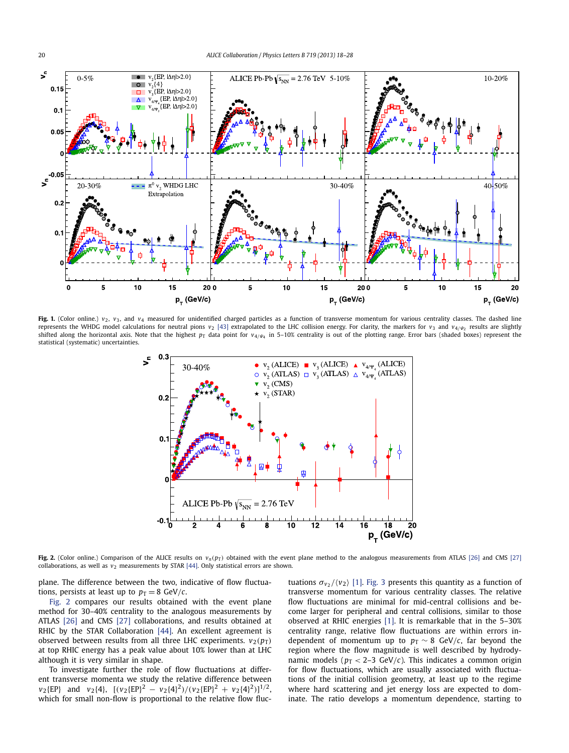**Fig. 1.** (Color online.) $v_2$, $v_3$, and $v_4$ measured for unidentified charged particles as a function of transverse momentum for various centrality classes. The dashed line represents the WHDG model calculations for neutral pions $v_2$ [43] extrapolated to the LHC collision energy. For clarity, the markers for $v_3$ and $v_{4/\Psi_2}$ results are slightly shifted along the horizontal axis. Note that the highest $p_T$ data point for $v_{4/\Psi_4}$ in 5–10% centrality is out of the plotting range. Error bars (shaded boxes) represent the statistical (systematic) uncertainties.

**Fig. 2.** (Color online.) Comparison of the ALICE results on $v_n(p_T)$ obtained with the event plane method to the analogous measurements from ATLAS [26] and CMS [27] collaborations, as well as $v_2$ measurements by STAR [44]. Only statistical errors are shown.

plane. The difference between the two, indicative of flow fluctuations, persists at least up to $p_T = 8$ GeV/$c$.

Fig. 2 compares our results obtained with the event plane method for 30–40% centrality to the analogous measurements by ATLAS [26] and CMS [27] collaborations, and results obtained at RHIC by the STAR Collaboration [44]. An excellent agreement is observed between results from all three LHC experiments. $v_2(p_T)$ at top RHIC energy has a peak value about 10% lower than at LHC although it is very similar in shape.

To investigate further the role of flow fluctuations at different transverse momenta we study the relative difference between $v_2\{\mathrm{EP}\}$ and $v_2\{4\}$, $[(v_2\{\mathrm{EP}\}^2 - v_2\{4\}^2)/(v_2\{\mathrm{EP}\}^2 + v_2\{4\}^2)]^{1/2}$, which for small non-flow is proportional to the relative flow fluctuations $\sigma_{v_2}/\langle v_2\rangle$ [1]. Fig. 3 presents this quantity as a function of transverse momentum for various centrality classes. The relative flow fluctuations are minimal for mid-central collisions and become larger for peripheral and central collisions, similar to those observed at RHIC energies [1]. It is remarkable that in the 5–30% centrality range, relative flow fluctuations are within errors independent of momentum up to $p_T \sim 8$ GeV/$c$, far beyond the region where the flow magnitude is well described by hydrodynamic models ($p_T < 2$–$3$ GeV/$c$). This indicates a common origin for flow fluctuations, which are usually associated with fluctuations of the initial collision geometry, at least up to the regime where hard scattering and jet energy loss are expected to dominate. The ratio develops a momentum dependence, starting to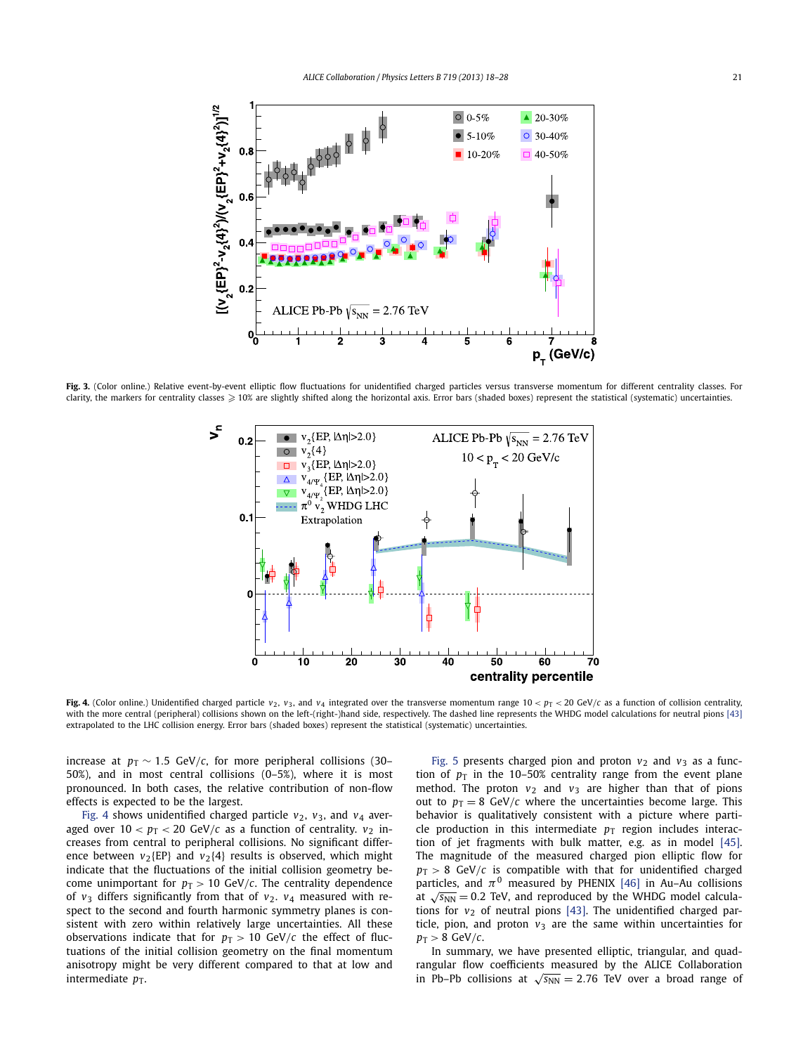**Fig. 3.** (Color online.) Relative event-by-event elliptic flow fluctuations for unidentified charged particles versus transverse momentum for different centrality classes. For clarity, the markers for centrality classes $\geqslant 10\%$ are slightly shifted along the horizontal axis. Error bars (shaded boxes) represent the statistical (systematic) uncertainties.

**Fig. 4.** (Color online.) Unidentified charged particle $v_2$, $v_3$, and $v_4$ integrated over the transverse momentum range $10 < p_T < 20$ GeV/$c$ as a function of collision centrality, with the more central (peripheral) collisions shown on the left-(right-)hand side, respectively. The dashed line represents the WHDG model calculations for neutral pions [43] extrapolated to the LHC collision energy. Error bars (shaded boxes) represent the statistical (systematic) uncertainties.

increase at $p_T \sim 1.5$ GeV/$c$, for more peripheral collisions (30–50%), and in most central collisions (0–5%), where it is most pronounced. In both cases, the relative contribution of non-flow effects is expected to be the largest.

Fig. 4 shows unidentified charged particle $v_2$, $v_3$, and $v_4$ averaged over $10 < p_T < 20$ GeV/$c$ as a function of centrality. $v_2$ increases from central to peripheral collisions. No significant difference between $v_2\{\text{EP}\}$ and $v_2\{4\}$ results is observed, which might indicate that the fluctuations of the initial collision geometry become unimportant for $p_T > 10$ GeV/$c$. The centrality dependence of $v_3$ differs significantly from that of $v_2$. $v_4$ measured with respect to the second and fourth harmonic symmetry planes is consistent with zero within relatively large uncertainties. All these observations indicate that for $p_T > 10$ GeV/$c$ the effect of fluctuations of the initial collision geometry on the final momentum anisotropy might be very different compared to that at low and intermediate $p_T$.

Fig. 5 presents charged pion and proton $v_2$ and $v_3$ as a function of $p_T$ in the 10–50% centrality range from the event plane method. The proton $v_2$ and $v_3$ are higher than that of pions out to $p_T = 8$ GeV/$c$ where the uncertainties become large. This behavior is qualitatively consistent with a picture where particle production in this intermediate $p_T$ region includes interaction of jet fragments with bulk matter, e.g. as in model [45]. The magnitude of the measured charged pion elliptic flow for $p_T > 8$ GeV/$c$ is compatible with that for unidentified charged particles, and $\pi^0$ measured by PHENIX [46] in Au–Au collisions at $\sqrt{s_{NN}} = 0.2$ TeV, and reproduced by the WHDG model calculations for $v_2$ of neutral pions [43]. The unidentified charged particle, pion, and proton $v_3$ are the same within uncertainties for $p_T > 8$ GeV/$c$.

In summary, we have presented elliptic, triangular, and quadrangular flow coefficients measured by the ALICE Collaboration in Pb–Pb collisions at $\sqrt{s_{NN}} = 2.76$ TeV over a broad range of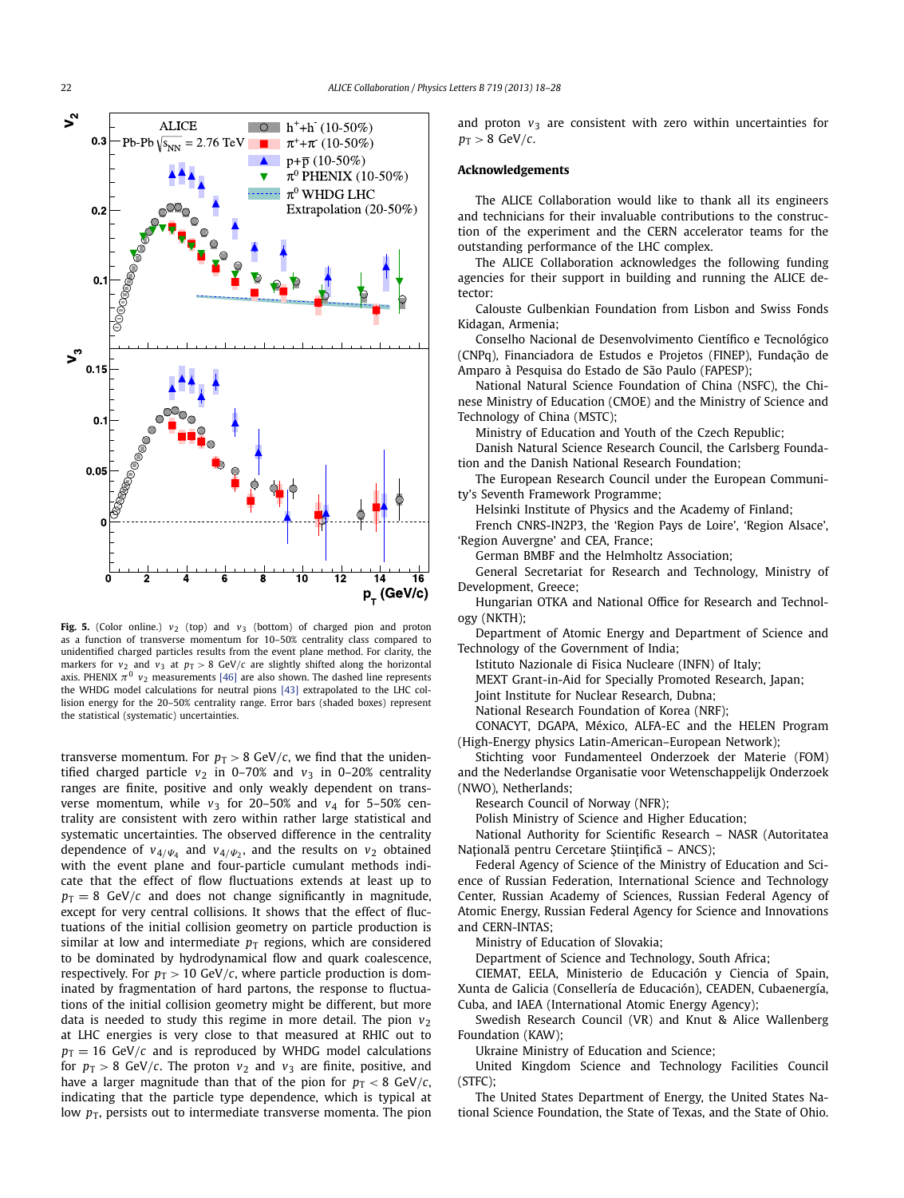**Fig. 5.** (Color online.) $v_2$ (top) and $v_3$ (bottom) of charged pion and proton as a function of transverse momentum for 10–50% centrality class compared to unidentified charged particles results from the event plane method. For clarity, the markers for $v_2$ and $v_3$ at $p_T > 8$ GeV/$c$ are slightly shifted along the horizontal axis. PHENIX $\pi^0$ $v_2$ measurements [46] are also shown. The dashed line represents the WHDG model calculations for neutral pions [43] extrapolated to the LHC collision energy for the 20–50% centrality range. Error bars (shaded boxes) represent the statistical (systematic) uncertainties.

transverse momentum. For $p_T > 8$ GeV/$c$, we find that the unidentified charged particle $v_2$ in 0–70% and $v_3$ in 0–20% centrality ranges are finite, positive and only weakly dependent on transverse momentum, while $v_3$ for 20–50% and $v_4$ for 5–50% centrality are consistent with zero within rather large statistical and systematic uncertainties. The observed difference in the centrality dependence of $v_{4/\Psi_4}$ and $v_{4/\Psi_2}$, and the results on $v_2$ obtained with the event plane and four-particle cumulant methods indicate that the effect of flow fluctuations extends at least up to $p_T = 8$ GeV/$c$ and does not change significantly in magnitude, except for very central collisions. It shows that the effect of fluctuations of the initial collision geometry on particle production is similar at low and intermediate $p_T$ regions, which are considered to be dominated by hydrodynamical flow and quark coalescence, respectively. For $p_T > 10$ GeV/$c$, where particle production is dominated by fragmentation of hard partons, the response to fluctuations of the initial collision geometry might be different, but more data is needed to study this regime in more detail. The pion $v_2$ at LHC energies is very close to that measured at RHIC out to $p_T = 16$ GeV/$c$ and is reproduced by WHDG model calculations for $p_T > 8$ GeV/$c$. The proton $v_2$ and $v_3$ are finite, positive, and have a larger magnitude than that of the pion for $p_T < 8$ GeV/$c$, indicating that the particle type dependence, which is typical at low $p_T$, persists out to intermediate transverse momenta. The pion and proton $v_3$ are consistent with zero within uncertainties for $p_T > 8$ GeV/$c$.

## Acknowledgements

The ALICE Collaboration would like to thank all its engineers and technicians for their invaluable contributions to the construction of the experiment and the CERN accelerator teams for the outstanding performance of the LHC complex.

The ALICE Collaboration acknowledges the following funding agencies for their support in building and running the ALICE detector:

Calouste Gulbenkian Foundation from Lisbon and Swiss Fonds Kidagan, Armenia;

Conselho Nacional de Desenvolvimento Científico e Tecnológico (CNPq), Financiadora de Estudos e Projetos (FINEP), Fundação de Amparo à Pesquisa do Estado de São Paulo (FAPESP);

National Natural Science Foundation of China (NSFC), the Chinese Ministry of Education (CMOE) and the Ministry of Science and Technology of China (MSTC);

Ministry of Education and Youth of the Czech Republic;

Danish Natural Science Research Council, the Carlsberg Foundation and the Danish National Research Foundation;

The European Research Council under the European Community's Seventh Framework Programme;

Helsinki Institute of Physics and the Academy of Finland;

French CNRS-IN2P3, the 'Region Pays de Loire', 'Region Alsace', 'Region Auvergne' and CEA, France;

German BMBF and the Helmholtz Association;

General Secretariat for Research and Technology, Ministry of Development, Greece;

Hungarian OTKA and National Office for Research and Technology (NKTH);

Department of Atomic Energy and Department of Science and Technology of the Government of India;

Istituto Nazionale di Fisica Nucleare (INFN) of Italy;

MEXT Grant-in-Aid for Specially Promoted Research, Japan;

Joint Institute for Nuclear Research, Dubna;

National Research Foundation of Korea (NRF);

CONACYT, DGAPA, México, ALFA-EC and the HELEN Program (High-Energy physics Latin-American–European Network);

Stichting voor Fundamenteel Onderzoek der Materie (FOM) and the Nederlandse Organisatie voor Wetenschappelijk Onderzoek (NWO), Netherlands;

Research Council of Norway (NFR);

Polish Ministry of Science and Higher Education;

National Authority for Scientific Research – NASR (Autoritatea Națională pentru Cercetare Științifică – ANCS);

Federal Agency of Science of the Ministry of Education and Science of Russian Federation, International Science and Technology Center, Russian Academy of Sciences, Russian Federal Agency of Atomic Energy, Russian Federal Agency for Science and Innovations and CERN-INTAS;

Ministry of Education of Slovakia;

Department of Science and Technology, South Africa;

CIEMAT, EELA, Ministerio de Educación y Ciencia of Spain, Xunta de Galicia (Consellería de Educación), CEADEN, Cubaenergía, Cuba, and IAEA (International Atomic Energy Agency);

Swedish Research Council (VR) and Knut & Alice Wallenberg Foundation (KAW);

Ukraine Ministry of Education and Science;

United Kingdom Science and Technology Facilities Council (STFC);

The United States Department of Energy, the United States National Science Foundation, the State of Texas, and the State of Ohio.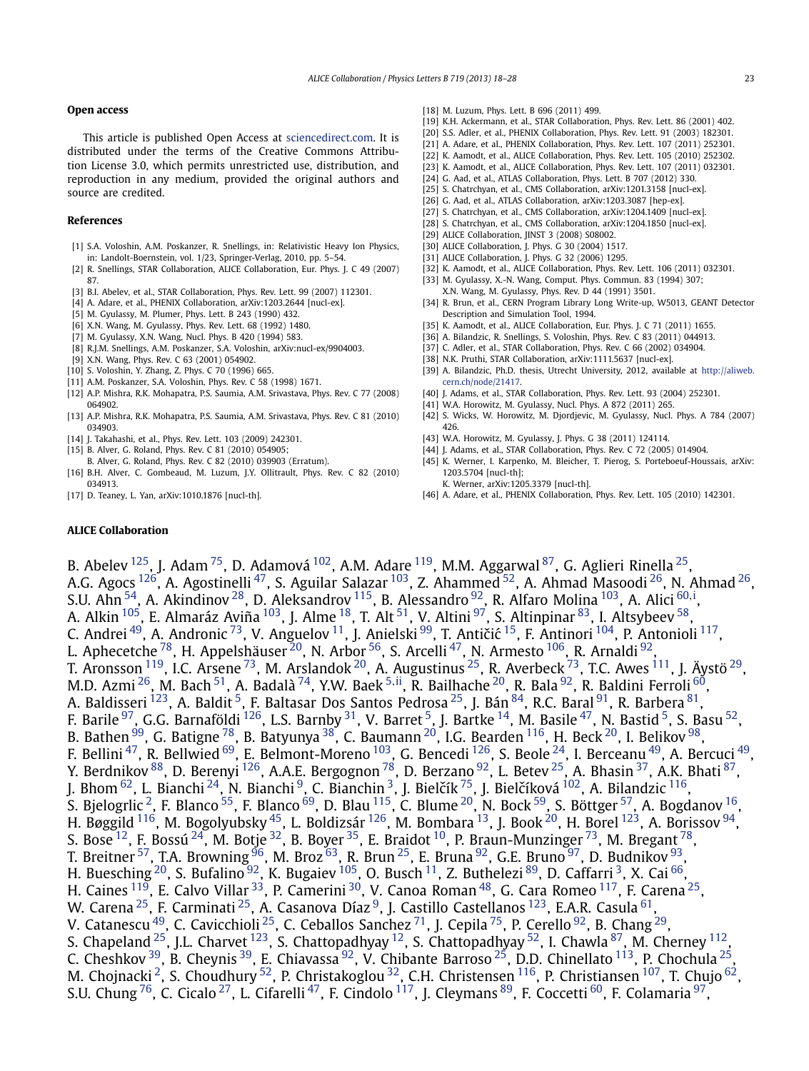## Open access

This article is published Open Access at sciencedirect.com. It is distributed under the terms of the Creative Commons Attribution License 3.0, which permits unrestricted use, distribution, and reproduction in any medium, provided the original authors and source are credited.

## References

[1] S.A. Voloshin, A.M. Poskanzer, R. Snellings, in: Relativistic Heavy Ion Physics, in: Landolt-Boernstein, vol. 1/23, Springer-Verlag, 2010, pp. 5–54.
[2] R. Snellings, STAR Collaboration, ALICE Collaboration, Eur. Phys. J. C 49 (2007) 87.
[3] B.I. Abelev, et al., STAR Collaboration, Phys. Rev. Lett. 99 (2007) 112301.
[4] A. Adare, et al., PHENIX Collaboration, arXiv:1203.2644 [nucl-ex].
[5] M. Gyulassy, M. Plumer, Phys. Lett. B 243 (1990) 432.
[6] X.N. Wang, M. Gyulassy, Phys. Rev. Lett. 68 (1992) 1480.
[7] M. Gyulassy, X.N. Wang, Nucl. Phys. B 420 (1994) 583.
[8] R.J.M. Snellings, A.M. Poskanzer, S.A. Voloshin, arXiv:nucl-ex/9904003.
[9] X.N. Wang, Phys. Rev. C 63 (2001) 054902.
[10] S. Voloshin, Y. Zhang, Z. Phys. C 70 (1996) 665.
[11] A.M. Poskanzer, S.A. Voloshin, Phys. Rev. C 58 (1998) 1671.
[12] A.P. Mishra, R.K. Mohapatra, P.S. Saumia, A.M. Srivastava, Phys. Rev. C 77 (2008) 064902.
[13] A.P. Mishra, R.K. Mohapatra, P.S. Saumia, A.M. Srivastava, Phys. Rev. C 81 (2010) 034903.
[14] J. Takahashi, et al., Phys. Rev. Lett. 103 (2009) 242301.
[15] B. Alver, G. Roland, Phys. Rev. C 81 (2010) 054905;
B. Alver, G. Roland, Phys. Rev. C 82 (2010) 039903 (Erratum).
[16] B.H. Alver, C. Gombeaud, M. Luzum, J.Y. Ollitrault, Phys. Rev. C 82 (2010) 034913.
[17] D. Teaney, L. Yan, arXiv:1010.1876 [nucl-th].
[18] M. Luzum, Phys. Lett. B 696 (2011) 499.
[19] K.H. Ackermann, et al., STAR Collaboration, Phys. Rev. Lett. 86 (2001) 402.
[20] S.S. Adler, et al., PHENIX Collaboration, Phys. Rev. Lett. 91 (2003) 182301.
[21] A. Adare, et al., PHENIX Collaboration, Phys. Rev. Lett. 107 (2011) 252301.
[22] K. Aamodt, et al., ALICE Collaboration, Phys. Rev. Lett. 105 (2010) 252302.
[23] K. Aamodt, et al., ALICE Collaboration, Phys. Rev. Lett. 107 (2011) 032301.
[24] G. Aad, et al., ATLAS Collaboration, Phys. Lett. B 707 (2012) 330.
[25] S. Chatrchyan, et al., CMS Collaboration, arXiv:1201.3158 [nucl-ex].
[26] G. Aad, et al., ATLAS Collaboration, arXiv:1203.3087 [hep-ex].
[27] S. Chatrchyan, et al., CMS Collaboration, arXiv:1204.1409 [nucl-ex].
[28] S. Chatrchyan, et al., CMS Collaboration, arXiv:1204.1850 [nucl-ex].
[29] ALICE Collaboration, JINST 3 (2008) S08002.
[30] ALICE Collaboration, J. Phys. G 30 (2004) 1517.
[31] ALICE Collaboration, J. Phys. G 32 (2006) 1295.
[32] K. Aamodt, et al., ALICE Collaboration, Phys. Rev. Lett. 106 (2011) 032301.
[33] M. Gyulassy, X.-N. Wang, Comput. Phys. Commun. 83 (1994) 307;
X.N. Wang, M. Gyulassy, Phys. Rev. D 44 (1991) 3501.
[34] R. Brun, et al., CERN Program Library Long Write-up, W5013, GEANT Detector Description and Simulation Tool, 1994.
[35] K. Aamodt, et al., ALICE Collaboration, Eur. Phys. J. C 71 (2011) 1655.
[36] A. Bilandzic, R. Snellings, S. Voloshin, Phys. Rev. C 83 (2011) 044913.
[37] C. Adler, et al., STAR Collaboration, Phys. Rev. C 66 (2002) 034904.
[38] N.K. Pruthi, STAR Collaboration, arXiv:1111.5637 [nucl-ex].
[39] A. Bilandzic, Ph.D. thesis, Utrecht University, 2012, available at http://aliweb.cern.ch/node/21417.
[40] J. Adams, et al., STAR Collaboration, Phys. Rev. Lett. 93 (2004) 252301.
[41] W.A. Horowitz, M. Gyulassy, Nucl. Phys. A 872 (2011) 265.
[42] S. Wicks, W. Horowitz, M. Djordjevic, M. Gyulassy, Nucl. Phys. A 784 (2007) 426.
[43] W.A. Horowitz, M. Gyulassy, J. Phys. G 38 (2011) 124114.
[44] J. Adams, et al., STAR Collaboration, Phys. Rev. C 72 (2005) 014904.
[45] K. Werner, I. Karpenko, M. Bleicher, T. Pierog, S. Porteboeuf-Houssais, arXiv:1203.5704 [nucl-th];
K. Werner, arXiv:1205.3379 [nucl-th].
[46] A. Adare, et al., PHENIX Collaboration, Phys. Rev. Lett. 105 (2010) 142301.

## ALICE Collaboration

B. Abelev [125], J. Adam [75], D. Adamová [102], A.M. Adare [119], M.M. Aggarwal [87], G. Aglieri Rinella [25], A.G. Agocs [126], A. Agostinelli [47], S. Aguilar Salazar [103], Z. Ahammed [52], A. Ahmad Masoodi [26], N. Ahmad [26], S.U. Ahn [54], A. Akindinov [28], D. Aleksandrov [115], B. Alessandro [92], R. Alfaro Molina [103], A. Alici [60,i], A. Alkin [105], E. Almaráz Aviña [103], J. Alme [18], T. Alt [51], V. Altini [97], S. Altinpinar [83], I. Altsybeev [58], C. Andrei [49], A. Andronic [73], V. Anguelov [11], J. Anielski [99], T. Antičić [15], F. Antinori [104], P. Antonioli [117], L. Aphecetche [78], H. Appelshäuser [20], N. Arbor [56], S. Arcelli [47], N. Armesto [106], R. Arnaldi [92], T. Aronsson [119], I.C. Arsene [73], M. Arslandok [20], A. Augustinus [25], R. Averbeck [73], T.C. Awes [111], J. Äystö [29], M.D. Azmi [26], M. Bach [51], A. Badalà [74], Y.W. Baek [5,ii], R. Bailhache [20], R. Bala [92], R. Baldini Ferroli [60], A. Baldisseri [123], A. Baldit [5], F. Baltasar Dos Santos Pedrosa [25], J. Bán [84], R.C. Baral [91], R. Barbera [81], F. Barile [97], G.G. Barnaföldi [126], L.S. Barnby [31], V. Barret [5], J. Bartke [14], M. Basile [47], N. Bastid [5], S. Basu [52], B. Bathen [99], G. Batigne [78], B. Batyunya [38], C. Baumann [20], I.G. Bearden [116], H. Beck [20], I. Belikov [98], F. Bellini [47], R. Bellwied [69], E. Belmont-Moreno [103], G. Bencedi [126], S. Beole [24], I. Berceanu [49], A. Bercuci [49], Y. Berdnikov [88], D. Berenyi [126], A.A.E. Bergognon [78], D. Berzano [92], L. Betev [25], A. Bhasin [37], A.K. Bhati [87], J. Bhom [62], L. Bianchi [24], N. Bianchi [9], C. Bianchin [3], J. Bielčík [75], J. Bielčíková [102], A. Bilandzic [116], S. Bjelogrlic [2], F. Blanco [55], F. Blanco [69], D. Blau [115], C. Blume [20], N. Bock [59], S. Böttger [57], A. Bogdanov [16], H. Bøggild [116], M. Bogolyubsky [45], L. Boldizsár [126], M. Bombara [13], J. Book [20], H. Borel [123], A. Borissov [94], S. Bose [12], F. Bossú [24], M. Botje [32], B. Boyer [35], E. Braidot [10], P. Braun-Munzinger [73], M. Bregant [78], T. Breitner [57], T.A. Browning [96], M. Broz [63], R. Brun [25], E. Bruna [92], G.E. Bruno [97], D. Budnikov [93], H. Buesching [20], S. Bufalino [92], K. Bugaiev [105], O. Busch [11], Z. Buthelezi [89], D. Caffarri [3], X. Cai [66], H. Caines [119], E. Calvo Villar [33], P. Camerini [30], V. Canoa Roman [48], G. Cara Romeo [117], F. Carena [25], W. Carena [25], F. Carminati [25], A. Casanova Díaz [9], J. Castillo Castellanos [123], E.A.R. Casula [61], V. Catanescu [49], C. Cavicchioli [25], C. Ceballos Sanchez [71], J. Cepila [75], P. Cerello [92], B. Chang [29], S. Chapeland [25], J.L. Charvet [123], S. Chattopadhyay [12], S. Chattopadhyay [52], I. Chawla [87], M. Cherney [112], C. Cheshkov [39], B. Cheynis [39], E. Chiavassa [92], V. Chibante Barroso [25], D.D. Chinellato [113], P. Chochula [25], M. Chojnacki [2], S. Choudhury [52], P. Christakoglou [32], C.H. Christensen [116], P. Christiansen [107], T. Chujo [62], S.U. Chung [76], C. Cicalo [27], L. Cifarelli [47], F. Cindolo [117], J. Cleymans [89], F. Coccetti [60], F. Colamaria [97],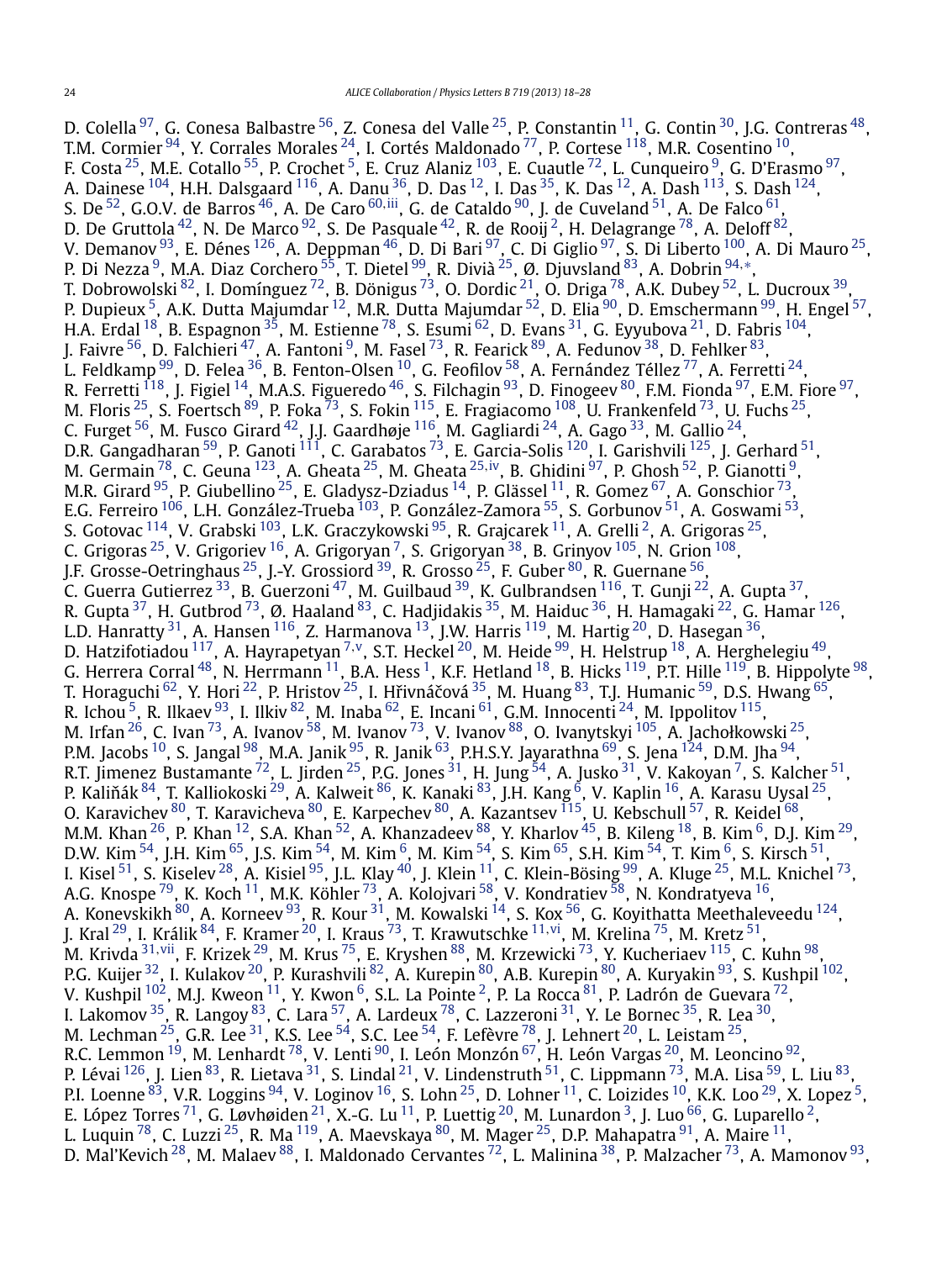D. Colella [97], G. Conesa Balbastre [56], Z. Conesa del Valle [25], P. Constantin [11], G. Contin [30], J.G. Contreras [48], T.M. Cormier [94], Y. Corrales Morales [24], I. Cortés Maldonado [77], P. Cortese [118], M.R. Cosentino [10], F. Costa [25], M.E. Cotallo [55], P. Crochet [5], E. Cruz Alaniz [103], E. Cuautle [72], L. Cunqueiro [9], G. D'Erasmo [97], A. Dainese [104], H.H. Dalsgaard [116], A. Danu [36], D. Das [12], I. Das [35], K. Das [12], A. Dash [113], S. Dash [124], S. De [52], G.O.V. de Barros [46], A. De Caro [60,iii], G. de Cataldo [90], J. de Cuveland [51], A. De Falco [61], D. De Gruttola [42], N. De Marco [92], S. De Pasquale [42], R. de Rooij [2], H. Delagrange [78], A. Deloff [82], V. Demanov [93], E. Dénes [126], A. Deppman [46], D. Di Bari [97], C. Di Giglio [97], S. Di Liberto [100], A. Di Mauro [25], P. Di Nezza [9], M.A. Diaz Corchero [55], T. Dietel [99], R. Divià [25], Ø. Djuvsland [83], A. Dobrin [94,*], T. Dobrowolski [82], I. Domínguez [72], B. Dönigus [73], O. Dordic [21], O. Driga [78], A.K. Dubey [52], L. Ducroux [39], P. Dupieux [5], A.K. Dutta Majumdar [12], M.R. Dutta Majumdar [52], D. Elia [90], D. Emschermann [99], H. Engel [57], H.A. Erdal [18], B. Espagnon [35], M. Estienne [78], S. Esumi [62], D. Evans [31], G. Eyyubova [21], D. Fabris [104], J. Faivre [56], D. Falchieri [47], A. Fantoni [9], M. Fasel [73], R. Fearick [89], A. Fedunov [38], D. Fehlker [83], L. Feldkamp [99], D. Felea [36], B. Fenton-Olsen [10], G. Feofilov [58], A. Fernández Téllez [77], A. Ferretti [24], R. Ferretti [118], J. Figiel [14], M.A.S. Figueredo [46], S. Filchagin [93], D. Finogeev [80], F.M. Fionda [97], E.M. Fiore [97], M. Floris [25], S. Foertsch [89], P. Foka [73], S. Fokin [115], E. Fragiacomo [108], U. Frankenfeld [73], U. Fuchs [25], C. Furget [56], M. Fusco Girard [42], J.J. Gaardhøje [116], M. Gagliardi [24], A. Gago [33], M. Gallio [24], D.R. Gangadharan [59], P. Ganoti [111], C. Garabatos [73], E. Garcia-Solis [120], I. Garishvili [125], J. Gerhard [51], M. Germain [78], C. Geuna [123], A. Gheata [25], M. Gheata [25,iv], B. Ghidini [97], P. Ghosh [52], P. Gianotti [9], M.R. Girard [95], P. Giubellino [25], E. Gladysz-Dziadus [14], P. Glässel [11], R. Gomez [67], A. Gonschior [73], E.G. Ferreiro [106], L.H. González-Trueba [103], P. González-Zamora [55], S. Gorbunov [51], A. Goswami [53], S. Gotovac [114], V. Grabski [103], L.K. Graczykowski [95], R. Grajcarek [11], A. Grelli [2], A. Grigoras [25], C. Grigoras [25], V. Grigoriev [16], A. Grigoryan [7], S. Grigoryan [38], B. Grinyov [105], N. Grion [108], J.F. Grosse-Oetringhaus [25], J.-Y. Grossiord [39], R. Grosso [25], F. Guber [80], R. Guernane [56], C. Guerra Gutierrez [33], B. Guerzoni [47], M. Guilbaud [39], K. Gulbrandsen [116], T. Gunji [22], A. Gupta [37], R. Gupta [37], H. Gutbrod [73], Ø. Haaland [83], C. Hadjidakis [35], M. Haiduc [36], H. Hamagaki [22], G. Hamar [126], L.D. Hanratty [31], A. Hansen [116], Z. Harmanova [13], J.W. Harris [119], M. Hartig [20], D. Hasegan [36], D. Hatzifotiadou [117], A. Hayrapetyan [7,v], S.T. Heckel [20], M. Heide [99], H. Helstrup [18], A. Herghelegiu [49], G. Herrera Corral [48], N. Herrmann [11], B.A. Hess [1], K.F. Hetland [18], B. Hicks [119], P.T. Hille [119], B. Hippolyte [98], T. Horaguchi [62], Y. Hori [22], P. Hristov [25], I. Hřivnáčová [35], M. Huang [83], T.J. Humanic [59], D.S. Hwang [65], R. Ichou [5], R. Ilkaev [93], I. Ilkiv [82], M. Inaba [62], E. Incani [61], G.M. Innocenti [24], M. Ippolitov [115], M. Irfan [26], C. Ivan [73], A. Ivanov [58], M. Ivanov [73], V. Ivanov [88], O. Ivanytskyi [105], A. Jachołkowski [25], P.M. Jacobs [10], S. Jangal [98], M.A. Janik [95], R. Janik [63], P.H.S.Y. Jayarathna [69], S. Jena [124], D.M. Jha [94], R.T. Jimenez Bustamante [72], L. Jirden [25], P.G. Jones [31], H. Jung [54], A. Jusko [31], V. Kakoyan [7], S. Kalcher [51], P. Kaliňák [84], T. Kalliokoski [29], A. Kalweit [86], K. Kanaki [83], J.H. Kang [6], V. Kaplin [16], A. Karasu Uysal [25], O. Karavichev [80], T. Karavicheva [80], E. Karpechev [80], A. Kazantsev [115], U. Kebschull [57], R. Keidel [68], M.M. Khan [26], P. Khan [12], S.A. Khan [52], A. Khanzadeev [88], Y. Kharlov [45], B. Kileng [18], B. Kim [6], D.J. Kim [29], D.W. Kim [54], J.H. Kim [65], J.S. Kim [54], M. Kim [6], M. Kim [54], S. Kim [65], S.H. Kim [54], T. Kim [6], S. Kirsch [51], I. Kisel [51], S. Kiselev [28], A. Kisiel [95], J.L. Klay [40], J. Klein [11], C. Klein-Bösing [99], A. Kluge [25], M.L. Knichel [73], A.G. Knospe [79], K. Koch [11], M.K. Köhler [73], A. Kolojvari [58], V. Kondratiev [58], N. Kondratyeva [16], A. Konevskikh [80], A. Korneev [93], R. Kour [31], M. Kowalski [14], S. Kox [56], G. Koyithatta Meethaleveedu [124], J. Kral [29], I. Králik [84], F. Kramer [20], I. Kraus [73], T. Krawutschke [11,vi], M. Krelina [75], M. Kretz [51], M. Krivda [31,vii], F. Krizek [29], M. Krus [75], E. Kryshen [88], M. Krzewicki [73], Y. Kucheriaev [115], C. Kuhn [98], P.G. Kuijer [32], I. Kulakov [20], P. Kurashvili [82], A. Kurepin [80], A.B. Kurepin [80], A. Kuryakin [93], S. Kushpil [102], V. Kushpil [102], M.J. Kweon [11], Y. Kwon [6], S.L. La Pointe [2], P. La Rocca [81], P. Ladrón de Guevara [72], I. Lakomov [35], R. Langoy [83], C. Lara [57], A. Lardeux [78], C. Lazzeroni [31], Y. Le Bornec [35], R. Lea [30], M. Lechman [25], G.R. Lee [31], K.S. Lee [54], S.C. Lee [54], F. Lefèvre [78], J. Lehnert [20], L. Leistam [25], R.C. Lemmon [19], M. Lenhardt [78], V. Lenti [90], I. León Monzón [67], H. León Vargas [20], M. Leoncino [92], P. Lévai [126], J. Lien [83], R. Lietava [31], S. Lindal [21], V. Lindenstruth [51], C. Lippmann [73], M.A. Lisa [59], L. Liu [83], P.I. Loenne [83], V.R. Loggins [94], V. Loginov [16], S. Lohn [25], D. Lohner [11], C. Loizides [10], K.K. Loo [29], X. Lopez [5], E. López Torres [71], G. Løvhøiden [21], X.-G. Lu [11], P. Luettig [20], M. Lunardon [3], J. Luo [66], G. Luparello [2], L. Luquin [78], C. Luzzi [25], R. Ma [119], A. Maevskaya [80], M. Mager [25], D.P. Mahapatra [91], A. Maire [11], D. Mal'Kevich [28], M. Malaev [88], I. Maldonado Cervantes [72], L. Malinina [38], P. Malzacher [73], A. Mamonov [93],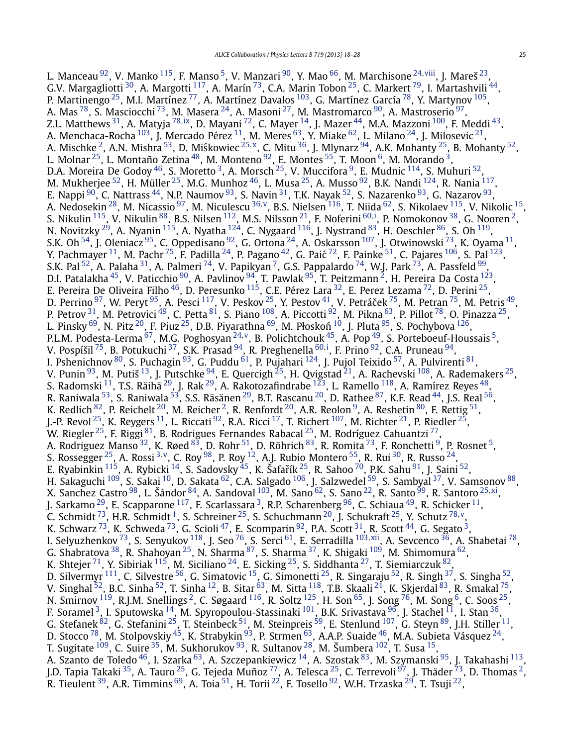L. Manceau [92], V. Manko [115], F. Manso [5], V. Manzari [90], Y. Mao [66], M. Marchisone [24,viii], J. Mareš [23], G.V. Margagliotti [30], A. Margotti [117], A. Marín [73], C.A. Marin Tobon [25], C. Markert [79], I. Martashvili [44], P. Martinengo [25], M.I. Martínez [77], A. Martínez Davalos [103], G. Martínez García [78], Y. Martynov [105], A. Mas [78], S. Masciocchi [73], M. Masera [24], A. Masoni [27], M. Mastromarco [90], A. Mastroserio [97], Z.L. Matthews [31], A. Matyja [78,ix], D. Mayani [72], C. Mayer [14], J. Mazer [44], M.A. Mazzoni [100], F. Meddi [43], A. Menchaca-Rocha [103], J. Mercado Pérez [11], M. Meres [63], Y. Miake [62], L. Milano [24], J. Milosevic [21], A. Mischke [2], A.N. Mishra [53], D. Miśkowiec [25,x], C. Mitu [36], J. Mlynarz [94], A.K. Mohanty [25], B. Mohanty [52], L. Molnar [25], L. Montaño Zetina [48], M. Monteno [92], E. Montes [55], T. Moon [6], M. Morando [3], D.A. Moreira De Godoy [46], S. Moretto [3], A. Morsch [25], V. Muccifora [9], E. Mudnic [114], S. Muhuri [52], M. Mukherjee [52], H. Müller [25], M.G. Munhoz [46], L. Musa [25], A. Musso [92], B.K. Nandi [124], R. Nania [117], E. Nappi [90], C. Nattrass [44], N.P. Naumov [93], S. Navin [31], T.K. Nayak [52], S. Nazarenko [93], G. Nazarov [93], A. Nedosekin [28], M. Nicassio [97], M. Niculescu [36,v], B.S. Nielsen [116], T. Niida [62], S. Nikolaev [115], V. Nikolic [15], S. Nikulin [115], V. Nikulin [88], B.S. Nilsen [112], M.S. Nilsson [21], F. Noferini [60,i], P. Nomokonov [38], G. Nooren [2], N. Novitzky [29], A. Nyanin [115], A. Nyatha [124], C. Nygaard [116], J. Nystrand [83], H. Oeschler [86], S. Oh [119], S.K. Oh [54], J. Oleniacz [95], C. Oppedisano [92], G. Ortona [24], A. Oskarsson [107], J. Otwinowski [73], K. Oyama [11], Y. Pachmayer [11], M. Pachr [75], F. Padilla [24], P. Pagano [42], G. Paić [72], F. Painke [51], C. Pajares [106], S. Pal [123], S.K. Pal [52], A. Palaha [31], A. Palmeri [74], V. Papikyan [7], G.S. Pappalardo [74], W.J. Park [73], A. Passfeld [99], D.I. Patalakha [45], V. Paticchio [90], A. Pavlinov [94], T. Pawlak [95], T. Peitzmann [2], H. Pereira Da Costa [123], E. Pereira De Oliveira Filho [46], D. Peresunko [115], C.E. Pérez Lara [32], E. Perez Lezama [72], D. Perini [25], D. Perrino [97], W. Peryt [95], A. Pesci [117], V. Peskov [25], Y. Pestov [41], V. Petráček [75], M. Petran [75], M. Petris [49], P. Petrov [31], M. Petrovici [49], C. Petta [81], S. Piano [108], A. Piccotti [92], M. Pikna [63], P. Pillot [78], O. Pinazza [25], L. Pinsky [69], N. Pitz [20], F. Piuz [25], D.B. Piyarathna [69], M. Płoskoń [10], J. Pluta [95], S. Pochybova [126], P.L.M. Podesta-Lerma [67], M.G. Poghosyan [24,v], B. Polichtchouk [45], A. Pop [49], S. Porteboeuf-Houssais [5], V. Pospíšil [75], B. Potukuchi [37], S.K. Prasad [94], R. Preghenella [60,i], F. Prino [92], C.A. Pruneau [94], I. Pshenichnov [80], S. Puchagin [93], G. Puddu [61], P. Pujahari [124], J. Pujol Teixido [57], A. Pulvirenti [81], V. Punin [93], M. Putiš [13], J. Putschke [94], E. Quercigh [25], H. Qvigstad [21], A. Rachevski [108], A. Rademakers [25], S. Radomski [11], T.S. Räihä [29], J. Rak [29], A. Rakotozafindrabe [123], L. Ramello [118], A. Ramírez Reyes [48], R. Raniwala [53], S. Raniwala [53], S.S. Räsänen [29], B.T. Rascanu [20], D. Rathee [87], K.F. Read [44], J.S. Real [56], K. Redlich [82], P. Reichelt [20], M. Reicher [2], R. Renfordt [20], A.R. Reolon [9], A. Reshetin [80], F. Rettig [51], J.-P. Revol [25], K. Reygers [11], L. Riccati [92], R.A. Ricci [17], T. Richert [107], M. Richter [21], P. Riedler [25], W. Riegler [25], F. Riggi [81], B. Rodrigues Fernandes Rabacal [25], M. Rodríguez Cahuantzi [77], A. Rodriguez Manso [32], K. Røed [83], D. Rohr [51], D. Röhrich [83], R. Romita [73], F. Ronchetti [9], P. Rosnet [5], S. Rossegger [25], A. Rossi [3,v], C. Roy [98], P. Roy [12], A.J. Rubio Montero [55], R. Rui [30], R. Russo [24], E. Ryabinkin [115], A. Rybicki [14], S. Sadovsky [45], K. Šafařík [25], R. Sahoo [70], P.K. Sahu [91], J. Saini [52], H. Sakaguchi [109], S. Sakai [10], D. Sakata [62], C.A. Salgado [106], J. Salzwedel [59], S. Sambyal [37], V. Samsonov [88], X. Sanchez Castro [98], L. Šándor [84], A. Sandoval [103], M. Sano [62], S. Sano [22], R. Santo [99], R. Santoro [25,xi], J. Sarkamo [29], E. Scapparone [117], F. Scarlassara [3], R.P. Scharenberg [96], C. Schiaua [49], R. Schicker [11], C. Schmidt [73], H.R. Schmidt [1], S. Schreiner [25], S. Schuchmann [20], J. Schukraft [25], Y. Schutz [78,v], K. Schwarz [73], K. Schweda [73], G. Scioli [47], E. Scomparin [92], P.A. Scott [31], R. Scott [44], G. Segato [3], I. Selyuzhenkov [73], S. Senyukov [118], J. Seo [76], S. Serci [61], E. Serradilla [103,xii], A. Sevcenco [36], A. Shabetai [78], G. Shabratova [38], R. Shahoyan [25], N. Sharma [87], S. Sharma [37], K. Shigaki [109], M. Shimomura [62], K. Shtejer [71], Y. Sibiriak [115], M. Siciliano [24], E. Sicking [25], S. Siddhanta [27], T. Siemiarczuk [82], D. Silvermyr [111], C. Silvestre [56], G. Simatovic [15], G. Simonetti [25], R. Singaraju [52], R. Singh [37], S. Singha [52], V. Singhal [52], B.C. Sinha [52], T. Sinha [12], B. Sitar [63], M. Sitta [118], T.B. Skaali [21], K. Skjerdal [83], R. Smakal [75], N. Smirnov [119], R.J.M. Snellings [2], C. Søgaard [116], R. Soltz [125], H. Son [65], J. Song [76], M. Song [6], C. Soos [25], F. Soramel [3], I. Sputowska [14], M. Spyropoulou-Stassinaki [101], B.K. Srivastava [96], J. Stachel [11], I. Stan [36], G. Stefanek [82], G. Stefanini [25], T. Steinbeck [51], M. Steinpreis [59], E. Stenlund [107], G. Steyn [89], J.H. Stiller [11], D. Stocco [78], M. Stolpovskiy [45], K. Strabykin [93], P. Strmen [63], A.A.P. Suaide [46], M.A. Subieta Vásquez [24], T. Sugitate [109], C. Suire [35], M. Sukhorukov [93], R. Sultanov [28], M. Šumbera [102], T. Susa [15], A. Szanto de Toledo [46], I. Szarka [63], A. Szczepankiewicz [14], A. Szostak [83], M. Szymanski [95], J. Takahashi [113], J.D. Tapia Takaki [35], A. Tauro [25], G. Tejeda Muñoz [77], A. Telesca [25], C. Terrevoli [97], J. Thäder [73], D. Thomas [2], R. Tieulent [39], A.R. Timmins [69], A. Toia [51], H. Torii [22], F. Tosello [92], W.H. Trzaska [29], T. Tsuji [22],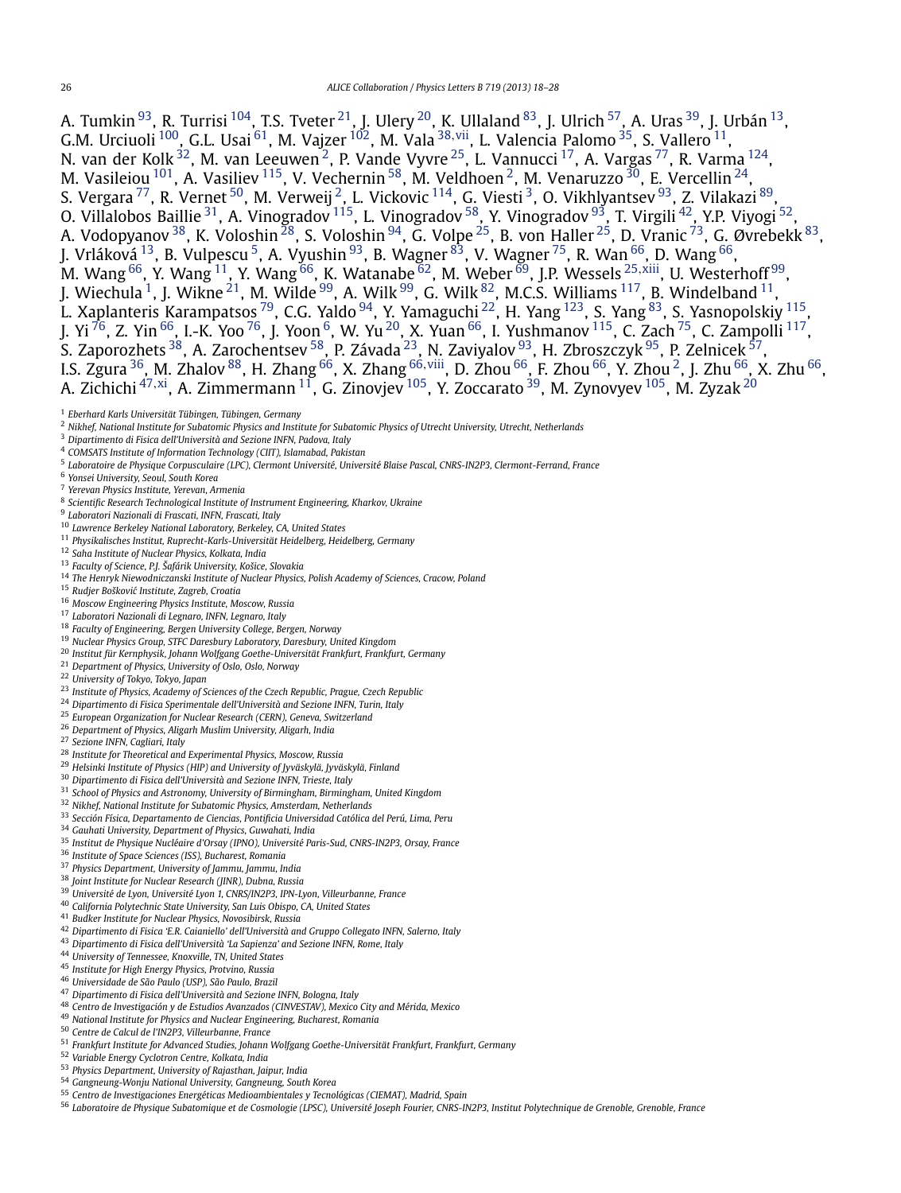A. Tumkin [93], R. Turrisi [104], T.S. Tveter [21], J. Ulery [20], K. Ullaland [83], J. Ulrich [57], A. Uras [39], J. Urbán [13], G.M. Urciuoli [100], G.L. Usai [61], M. Vajzer [102], M. Vala [38,vii], L. Valencia Palomo [35], S. Vallero [11], N. van der Kolk [32], M. van Leeuwen [2], P. Vande Vyvre [25], L. Vannucci [17], A. Vargas [77], R. Varma [124], M. Vasileiou [101], A. Vasiliev [115], V. Vechernin [58], M. Veldhoen [2], M. Venaruzzo [30], E. Vercellin [24], S. Vergara [77], R. Vernet [50], M. Verweij [2], L. Vickovic [114], G. Viesti [3], O. Vikhlyantsev [93], Z. Vilakazi [89], O. Villalobos Baillie [31], A. Vinogradov [115], L. Vinogradov [58], Y. Vinogradov [93], T. Virgili [42], Y.P. Viyogi [52], A. Vodopyanov [38], K. Voloshin [28], S. Voloshin [94], G. Volpe [25], B. von Haller [25], D. Vranic [73], G. Øvrebekk [83], J. Vrláková [13], B. Vulpescu [5], A. Vyushin [93], B. Wagner [83], V. Wagner [75], R. Wan [66], D. Wang [66], M. Wang [66], Y. Wang [11], Y. Wang [66], K. Watanabe [62], M. Weber [69], J.P. Wessels [25,xiii], U. Westerhoff [99], J. Wiechula [1], J. Wikne [21], M. Wilde [99], A. Wilk [99], G. Wilk [82], M.C.S. Williams [117], B. Windelband [11], L. Xaplanteris Karampatsos [79], C.G. Yaldo [94], Y. Yamaguchi [22], H. Yang [123], S. Yang [83], S. Yasnopolskiy [115], J. Yi [76], Z. Yin [66], I.-K. Yoo [76], J. Yoon [6], W. Yu [20], X. Yuan [66], I. Yushmanov [115], C. Zach [75], C. Zampolli [117], S. Zaporozhets [38], A. Zarochentsev [58], P. Závada [23], N. Zaviyalov [93], H. Zbroszczyk [95], P. Zelnicek [57], I.S. Zgura [36], M. Zhalov [88], H. Zhang [66], X. Zhang [66,viii], D. Zhou [66], F. Zhou [66], Y. Zhou [2], J. Zhu [66], X. Zhu [66], A. Zichichi [47,xi], A. Zimmermann [11], G. Zinovjev [105], Y. Zoccarato [39], M. Zynovyev [105], M. Zyzak [20]

[1] *Eberhard Karls Universität Tübingen, Tübingen, Germany*
[2] *Nikhef, National Institute for Subatomic Physics and Institute for Subatomic Physics of Utrecht University, Utrecht, Netherlands*
[3] *Dipartimento di Fisica dell'Università and Sezione INFN, Padova, Italy*
[4] *COMSATS Institute of Information Technology (CIIT), Islamabad, Pakistan*
[5] *Laboratoire de Physique Corpusculaire (LPC), Clermont Université, Université Blaise Pascal, CNRS-IN2P3, Clermont-Ferrand, France*
[6] *Yonsei University, Seoul, South Korea*
[7] *Yerevan Physics Institute, Yerevan, Armenia*
[8] *Scientific Research Technological Institute of Instrument Engineering, Kharkov, Ukraine*
[9] *Laboratori Nazionali di Frascati, INFN, Frascati, Italy*
[10] *Lawrence Berkeley National Laboratory, Berkeley, CA, United States*
[11] *Physikalisches Institut, Ruprecht-Karls-Universität Heidelberg, Heidelberg, Germany*
[12] *Saha Institute of Nuclear Physics, Kolkata, India*
[13] *Faculty of Science, P.J. Šafárik University, Košice, Slovakia*
[14] *The Henryk Niewodniczanski Institute of Nuclear Physics, Polish Academy of Sciences, Cracow, Poland*
[15] *Rudjer Bošković Institute, Zagreb, Croatia*
[16] *Moscow Engineering Physics Institute, Moscow, Russia*
[17] *Laboratori Nazionali di Legnaro, INFN, Legnaro, Italy*
[18] *Faculty of Engineering, Bergen University College, Bergen, Norway*
[19] *Nuclear Physics Group, STFC Daresbury Laboratory, Daresbury, United Kingdom*
[20] *Institut für Kernphysik, Johann Wolfgang Goethe-Universität Frankfurt, Frankfurt, Germany*
[21] *Department of Physics, University of Oslo, Oslo, Norway*
[22] *University of Tokyo, Tokyo, Japan*
[23] *Institute of Physics, Academy of Sciences of the Czech Republic, Prague, Czech Republic*
[24] *Dipartimento di Fisica Sperimentale dell'Università and Sezione INFN, Turin, Italy*
[25] *European Organization for Nuclear Research (CERN), Geneva, Switzerland*
[26] *Department of Physics, Aligarh Muslim University, Aligarh, India*
[27] *Sezione INFN, Cagliari, Italy*
[28] *Institute for Theoretical and Experimental Physics, Moscow, Russia*
[29] *Helsinki Institute of Physics (HIP) and University of Jyväskylä, Jyväskylä, Finland*
[30] *Dipartimento di Fisica dell'Università and Sezione INFN, Trieste, Italy*
[31] *School of Physics and Astronomy, University of Birmingham, Birmingham, United Kingdom*
[32] *Nikhef, National Institute for Subatomic Physics, Amsterdam, Netherlands*
[33] *Sección Física, Departamento de Ciencias, Pontificia Universidad Católica del Perú, Lima, Peru*
[34] *Gauhati University, Department of Physics, Guwahati, India*
[35] *Institut de Physique Nucléaire d'Orsay (IPNO), Université Paris-Sud, CNRS-IN2P3, Orsay, France*
[36] *Institute of Space Sciences (ISS), Bucharest, Romania*
[37] *Physics Department, University of Jammu, Jammu, India*
[38] *Joint Institute for Nuclear Research (JINR), Dubna, Russia*
[39] *Université de Lyon, Université Lyon 1, CNRS/IN2P3, IPN-Lyon, Villeurbanne, France*
[40] *California Polytechnic State University, San Luis Obispo, CA, United States*
[41] *Budker Institute for Nuclear Physics, Novosibirsk, Russia*
[42] *Dipartimento di Fisica 'E.R. Caianiello' dell'Università and Gruppo Collegato INFN, Salerno, Italy*
[43] *Dipartimento di Fisica dell'Università 'La Sapienza' and Sezione INFN, Rome, Italy*
[44] *University of Tennessee, Knoxville, TN, United States*
[45] *Institute for High Energy Physics, Protvino, Russia*
[46] *Universidade de São Paulo (USP), São Paulo, Brazil*
[47] *Dipartimento di Fisica dell'Università and Sezione INFN, Bologna, Italy*
[48] *Centro de Investigación y de Estudios Avanzados (CINVESTAV), Mexico City and Mérida, Mexico*
[49] *National Institute for Physics and Nuclear Engineering, Bucharest, Romania*
[50] *Centre de Calcul de l'IN2P3, Villeurbanne, France*
[51] *Frankfurt Institute for Advanced Studies, Johann Wolfgang Goethe-Universität Frankfurt, Frankfurt, Germany*
[52] *Variable Energy Cyclotron Centre, Kolkata, India*
[53] *Physics Department, University of Rajasthan, Jaipur, India*
[54] *Gangneung-Wonju National University, Gangneung, South Korea*
[55] *Centro de Investigaciones Energéticas Medioambientales y Tecnológicas (CIEMAT), Madrid, Spain*
[56] *Laboratoire de Physique Subatomique et de Cosmologie (LPSC), Université Joseph Fourier, CNRS-IN2P3, Institut Polytechnique de Grenoble, Grenoble, France*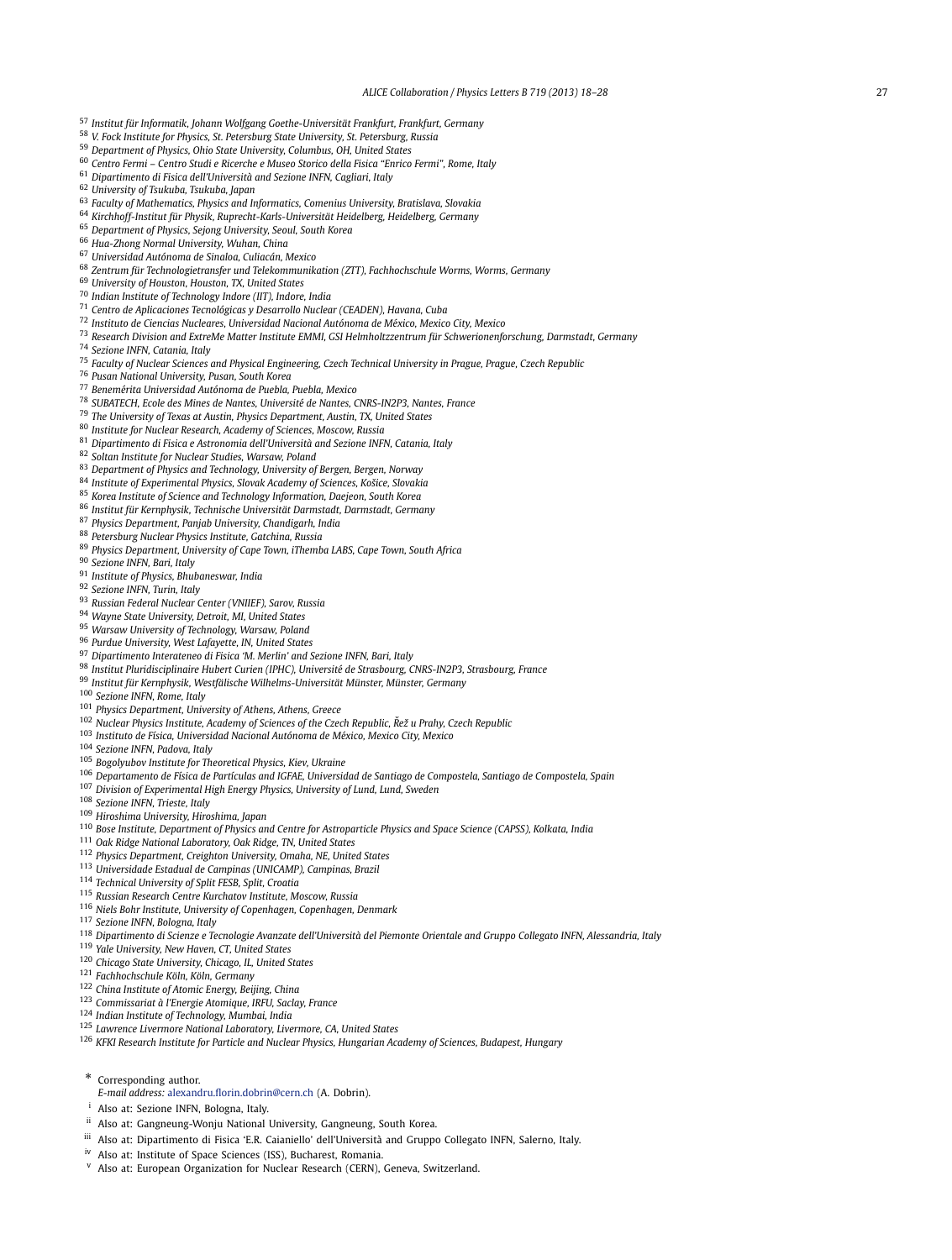[57] Institut für Informatik, Johann Wolfgang Goethe-Universität Frankfurt, Frankfurt, Germany
[58] V. Fock Institute for Physics, St. Petersburg State University, St. Petersburg, Russia
[59] Department of Physics, Ohio State University, Columbus, OH, United States
[60] Centro Fermi – Centro Studi e Ricerche e Museo Storico della Fisica "Enrico Fermi", Rome, Italy
[61] Dipartimento di Fisica dell'Università and Sezione INFN, Cagliari, Italy
[62] University of Tsukuba, Tsukuba, Japan
[63] Faculty of Mathematics, Physics and Informatics, Comenius University, Bratislava, Slovakia
[64] Kirchhoff-Institut für Physik, Ruprecht-Karls-Universität Heidelberg, Heidelberg, Germany
[65] Department of Physics, Sejong University, Seoul, South Korea
[66] Hua-Zhong Normal University, Wuhan, China
[67] Universidad Autónoma de Sinaloa, Culiacán, Mexico
[68] Zentrum für Technologietransfer und Telekommunikation (ZTT), Fachhochschule Worms, Worms, Germany
[69] University of Houston, Houston, TX, United States
[70] Indian Institute of Technology Indore (IIT), Indore, India
[71] Centro de Aplicaciones Tecnológicas y Desarrollo Nuclear (CEADEN), Havana, Cuba
[72] Instituto de Ciencias Nucleares, Universidad Nacional Autónoma de México, Mexico City, Mexico
[73] Research Division and ExtreMe Matter Institute EMMI, GSI Helmholtzzentrum für Schwerionenforschung, Darmstadt, Germany
[74] Sezione INFN, Catania, Italy
[75] Faculty of Nuclear Sciences and Physical Engineering, Czech Technical University in Prague, Prague, Czech Republic
[76] Pusan National University, Pusan, South Korea
[77] Benemérita Universidad Autónoma de Puebla, Puebla, Mexico
[78] SUBATECH, Ecole des Mines de Nantes, Université de Nantes, CNRS-IN2P3, Nantes, France
[79] The University of Texas at Austin, Physics Department, Austin, TX, United States
[80] Institute for Nuclear Research, Academy of Sciences, Moscow, Russia
[81] Dipartimento di Fisica e Astronomia dell'Università and Sezione INFN, Catania, Italy
[82] Soltan Institute for Nuclear Studies, Warsaw, Poland
[83] Department of Physics and Technology, University of Bergen, Bergen, Norway
[84] Institute of Experimental Physics, Slovak Academy of Sciences, Košice, Slovakia
[85] Korea Institute of Science and Technology Information, Daejeon, South Korea
[86] Institut für Kernphysik, Technische Universität Darmstadt, Darmstadt, Germany
[87] Physics Department, Panjab University, Chandigarh, India
[88] Petersburg Nuclear Physics Institute, Gatchina, Russia
[89] Physics Department, University of Cape Town, iThemba LABS, Cape Town, South Africa
[90] Sezione INFN, Bari, Italy
[91] Institute of Physics, Bhubaneswar, India
[92] Sezione INFN, Turin, Italy
[93] Russian Federal Nuclear Center (VNIIEF), Sarov, Russia
[94] Wayne State University, Detroit, MI, United States
[95] Warsaw University of Technology, Warsaw, Poland
[96] Purdue University, West Lafayette, IN, United States
[97] Dipartimento Interateneo di Fisica 'M. Merlin' and Sezione INFN, Bari, Italy
[98] Institut Pluridisciplinaire Hubert Curien (IPHC), Université de Strasbourg, CNRS-IN2P3, Strasbourg, France
[99] Institut für Kernphysik, Westfälische Wilhelms-Universität Münster, Münster, Germany
[100] Sezione INFN, Rome, Italy
[101] Physics Department, University of Athens, Athens, Greece
[102] Nuclear Physics Institute, Academy of Sciences of the Czech Republic, Řež u Prahy, Czech Republic
[103] Instituto de Física, Universidad Nacional Autónoma de México, Mexico City, Mexico
[104] Sezione INFN, Padova, Italy
[105] Bogolyubov Institute for Theoretical Physics, Kiev, Ukraine
[106] Departamento de Física de Partículas and IGFAE, Universidad de Santiago de Compostela, Santiago de Compostela, Spain
[107] Division of Experimental High Energy Physics, University of Lund, Lund, Sweden
[108] Sezione INFN, Trieste, Italy
[109] Hiroshima University, Hiroshima, Japan
[110] Bose Institute, Department of Physics and Centre for Astroparticle Physics and Space Science (CAPSS), Kolkata, India
[111] Oak Ridge National Laboratory, Oak Ridge, TN, United States
[112] Physics Department, Creighton University, Omaha, NE, United States
[113] Universidade Estadual de Campinas (UNICAMP), Campinas, Brazil
[114] Technical University of Split FESB, Split, Croatia
[115] Russian Research Centre Kurchatov Institute, Moscow, Russia
[116] Niels Bohr Institute, University of Copenhagen, Copenhagen, Denmark
[117] Sezione INFN, Bologna, Italy
[118] Dipartimento di Scienze e Tecnologie Avanzate dell'Università del Piemonte Orientale and Gruppo Collegato INFN, Alessandria, Italy
[119] Yale University, New Haven, CT, United States
[120] Chicago State University, Chicago, IL, United States
[121] Fachhochschule Köln, Köln, Germany
[122] China Institute of Atomic Energy, Beijing, China
[123] Commissariat à l'Energie Atomique, IRFU, Saclay, France
[124] Indian Institute of Technology, Mumbai, India
[125] Lawrence Livermore National Laboratory, Livermore, CA, United States
[126] KFKI Research Institute for Particle and Nuclear Physics, Hungarian Academy of Sciences, Budapest, Hungary

\* Corresponding author.
*E-mail address:* alexandru.florin.dobrin@cern.ch (A. Dobrin).

[i] Also at: Sezione INFN, Bologna, Italy.

[ii] Also at: Gangneung-Wonju National University, Gangneung, South Korea.

[iii] Also at: Dipartimento di Fisica 'E.R. Caianiello' dell'Università and Gruppo Collegato INFN, Salerno, Italy.

[iv] Also at: Institute of Space Sciences (ISS), Bucharest, Romania.

[v] Also at: European Organization for Nuclear Research (CERN), Geneva, Switzerland.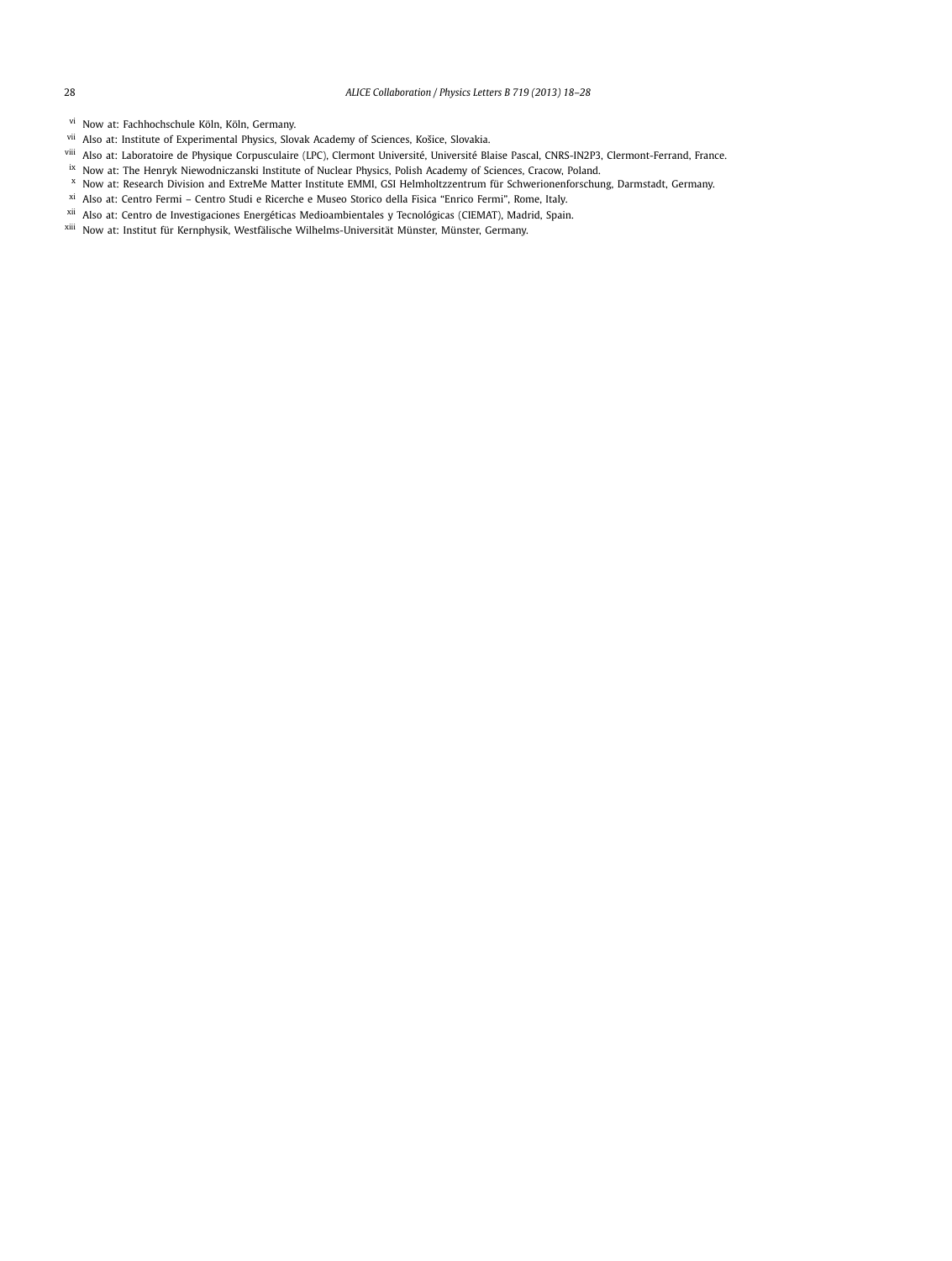[vi] Now at: Fachhochschule Köln, Köln, Germany.

[vii] Also at: Institute of Experimental Physics, Slovak Academy of Sciences, Košice, Slovakia.

[viii] Also at: Laboratoire de Physique Corpusculaire (LPC), Clermont Université, Université Blaise Pascal, CNRS-IN2P3, Clermont-Ferrand, France.

[ix] Now at: The Henryk Niewodniczanski Institute of Nuclear Physics, Polish Academy of Sciences, Cracow, Poland.

[x] Now at: Research Division and ExtreMe Matter Institute EMMI, GSI Helmholtzzentrum für Schwerionenforschung, Darmstadt, Germany.

[xi] Also at: Centro Fermi – Centro Studi e Ricerche e Museo Storico della Fisica "Enrico Fermi", Rome, Italy.

[xii] Also at: Centro de Investigaciones Energéticas Medioambientales y Tecnológicas (CIEMAT), Madrid, Spain.

[xiii] Now at: Institut für Kernphysik, Westfälische Wilhelms-Universität Münster, Münster, Germany.